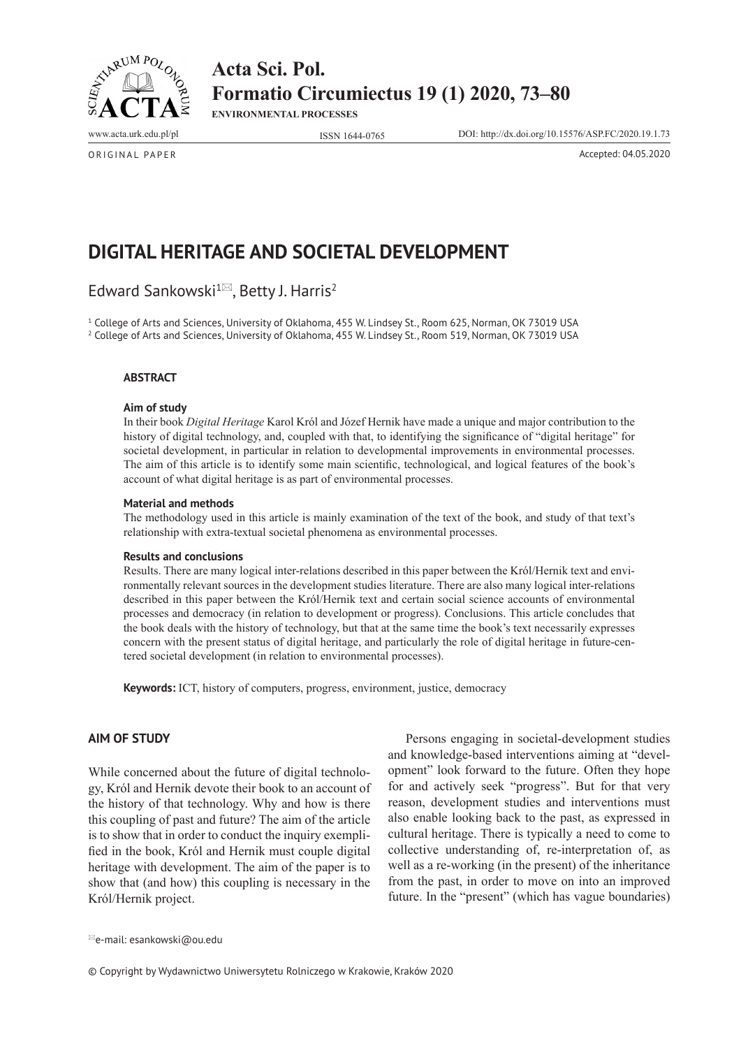ORIGINAL PAPER

Accepted: 04.05.2020

# DIGITAL HERITAGE AND SOCIETAL DEVELOPMENT

Edward Sankowski[1], Betty J. Harris[2]

[1] College of Arts and Sciences, University of Oklahoma, 455 W. Lindsey St., Room 625, Norman, OK 73019 USA
[2] College of Arts and Sciences, University of Oklahoma, 455 W. Lindsey St., Room 519, Norman, OK 73019 USA

### ABSTRACT

**Aim of study**

In their book *Digital Heritage* Karol Król and Józef Hernik have made a unique and major contribution to the history of digital technology, and, coupled with that, to identifying the significance of "digital heritage" for societal development, in particular in relation to developmental improvements in environmental processes. The aim of this article is to identify some main scientific, technological, and logical features of the book's account of what digital heritage is as part of environmental processes.

**Material and methods**

The methodology used in this article is mainly examination of the text of the book, and study of that text's relationship with extra-textual societal phenomena as environmental processes.

**Results and conclusions**

Results. There are many logical inter-relations described in this paper between the Król/Hernik text and environmentally relevant sources in the development studies literature. There are also many logical inter-relations described in this paper between the Król/Hernik text and certain social science accounts of environmental processes and democracy (in relation to development or progress). Conclusions. This article concludes that the book deals with the history of technology, but that at the same time the book's text necessarily expresses concern with the present status of digital heritage, and particularly the role of digital heritage in future-centered societal development (in relation to environmental processes).

**Keywords:** ICT, history of computers, progress, environment, justice, democracy

## AIM OF STUDY

While concerned about the future of digital technology, Król and Hernik devote their book to an account of the history of that technology. Why and how is there this coupling of past and future? The aim of the article is to show that in order to conduct the inquiry exemplified in the book, Król and Hernik must couple digital heritage with development. The aim of the paper is to show that (and how) this coupling is necessary in the Król/Hernik project.

Persons engaging in societal-development studies and knowledge-based interventions aiming at "development" look forward to the future. Often they hope for and actively seek "progress". But for that very reason, development studies and interventions must also enable looking back to the past, as expressed in cultural heritage. There is typically a need to come to collective understanding of, re-interpretation of, as well as a re-working (in the present) of the inheritance from the past, in order to move on into an improved future. In the "present" (which has vague boundaries)

e-mail: esankowski@ou.edu

© Copyright by Wydawnictwo Uniwersytetu Rolniczego w Krakowie, Kraków 2020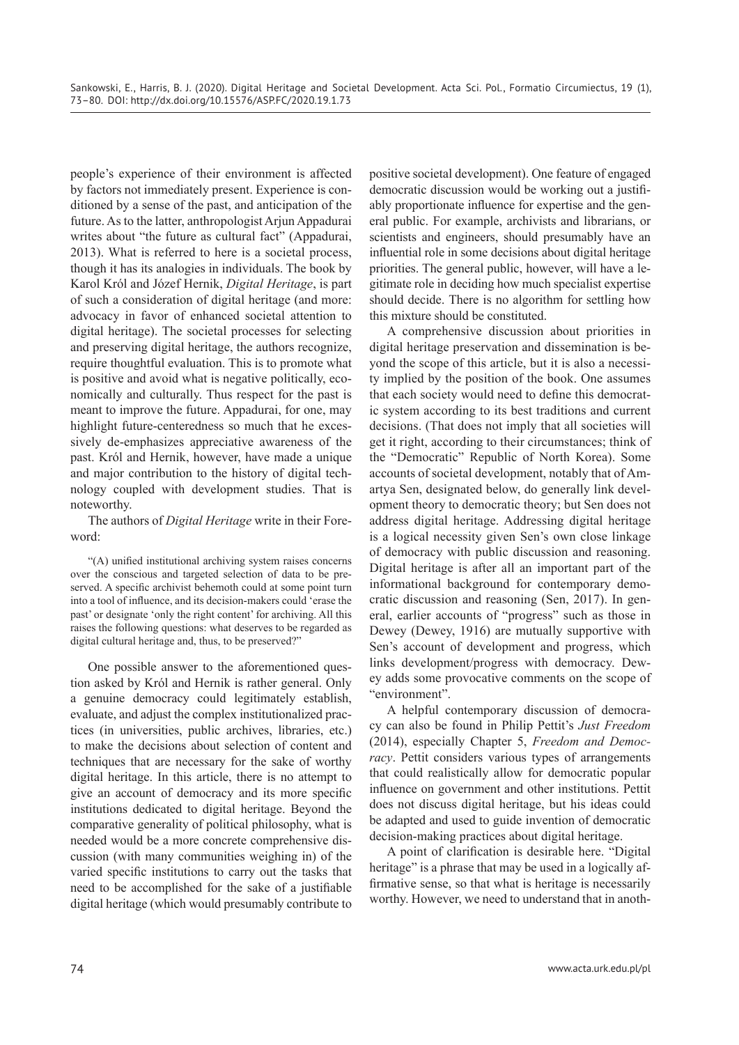people's experience of their environment is affected by factors not immediately present. Experience is conditioned by a sense of the past, and anticipation of the future. As to the latter, anthropologist Arjun Appadurai writes about "the future as cultural fact" (Appadurai, 2013). What is referred to here is a societal process, though it has its analogies in individuals. The book by Karol Król and Józef Hernik, *Digital Heritage*, is part of such a consideration of digital heritage (and more: advocacy in favor of enhanced societal attention to digital heritage). The societal processes for selecting and preserving digital heritage, the authors recognize, require thoughtful evaluation. This is to promote what is positive and avoid what is negative politically, economically and culturally. Thus respect for the past is meant to improve the future. Appadurai, for one, may highlight future-centeredness so much that he excessively de-emphasizes appreciative awareness of the past. Król and Hernik, however, have made a unique and major contribution to the history of digital technology coupled with development studies. That is noteworthy.

The authors of *Digital Heritage* write in their Foreword:

> "(A) unified institutional archiving system raises concerns over the conscious and targeted selection of data to be preserved. A specific archivist behemoth could at some point turn into a tool of influence, and its decision-makers could 'erase the past' or designate 'only the right content' for archiving. All this raises the following questions: what deserves to be regarded as digital cultural heritage and, thus, to be preserved?"

One possible answer to the aforementioned question asked by Król and Hernik is rather general. Only a genuine democracy could legitimately establish, evaluate, and adjust the complex institutionalized practices (in universities, public archives, libraries, etc.) to make the decisions about selection of content and techniques that are necessary for the sake of worthy digital heritage. In this article, there is no attempt to give an account of democracy and its more specific institutions dedicated to digital heritage. Beyond the comparative generality of political philosophy, what is needed would be a more concrete comprehensive discussion (with many communities weighing in) of the varied specific institutions to carry out the tasks that need to be accomplished for the sake of a justifiable digital heritage (which would presumably contribute to positive societal development). One feature of engaged democratic discussion would be working out a justifiably proportionate influence for expertise and the general public. For example, archivists and librarians, or scientists and engineers, should presumably have an influential role in some decisions about digital heritage priorities. The general public, however, will have a legitimate role in deciding how much specialist expertise should decide. There is no algorithm for settling how this mixture should be constituted.

A comprehensive discussion about priorities in digital heritage preservation and dissemination is beyond the scope of this article, but it is also a necessity implied by the position of the book. One assumes that each society would need to define this democratic system according to its best traditions and current decisions. (That does not imply that all societies will get it right, according to their circumstances; think of the "Democratic" Republic of North Korea). Some accounts of societal development, notably that of Amartya Sen, designated below, do generally link development theory to democratic theory; but Sen does not address digital heritage. Addressing digital heritage is a logical necessity given Sen's own close linkage of democracy with public discussion and reasoning. Digital heritage is after all an important part of the informational background for contemporary democratic discussion and reasoning (Sen, 2017). In general, earlier accounts of "progress" such as those in Dewey (Dewey, 1916) are mutually supportive with Sen's account of development and progress, which links development/progress with democracy. Dewey adds some provocative comments on the scope of "environment".

A helpful contemporary discussion of democracy can also be found in Philip Pettit's *Just Freedom* (2014), especially Chapter 5, *Freedom and Democracy*. Pettit considers various types of arrangements that could realistically allow for democratic popular influence on government and other institutions. Pettit does not discuss digital heritage, but his ideas could be adapted and used to guide invention of democratic decision-making practices about digital heritage.

A point of clarification is desirable here. "Digital heritage" is a phrase that may be used in a logically affirmative sense, so that what is heritage is necessarily worthy. However, we need to understand that in anoth-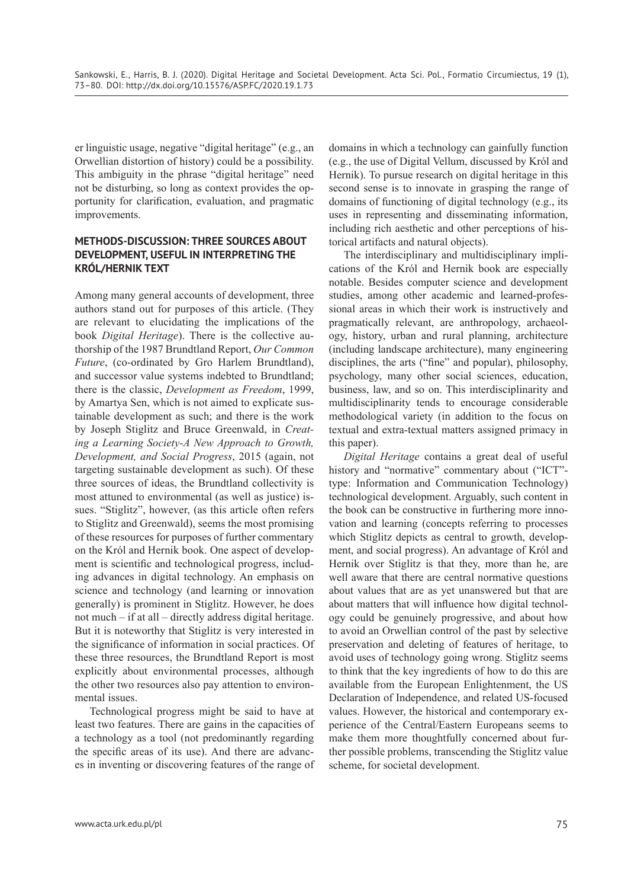er linguistic usage, negative "digital heritage" (e.g., an Orwellian distortion of history) could be a possibility. This ambiguity in the phrase "digital heritage" need not be disturbing, so long as context provides the opportunity for clarification, evaluation, and pragmatic improvements.

## METHODS-DISCUSSION: THREE SOURCES ABOUT DEVELOPMENT, USEFUL IN INTERPRETING THE KRÓL/HERNIK TEXT

Among many general accounts of development, three authors stand out for purposes of this article. (They are relevant to elucidating the implications of the book *Digital Heritage*). There is the collective authorship of the 1987 Brundtland Report, *Our Common Future*, (co-ordinated by Gro Harlem Brundtland), and successor value systems indebted to Brundtland; there is the classic, *Development as Freedom*, 1999, by Amartya Sen, which is not aimed to explicate sustainable development as such; and there is the work by Joseph Stiglitz and Bruce Greenwald, in *Creating a Learning Society-A New Approach to Growth, Development, and Social Progress*, 2015 (again, not targeting sustainable development as such). Of these three sources of ideas, the Brundtland collectivity is most attuned to environmental (as well as justice) issues. "Stiglitz", however, (as this article often refers to Stiglitz and Greenwald), seems the most promising of these resources for purposes of further commentary on the Król and Hernik book. One aspect of development is scientific and technological progress, including advances in digital technology. An emphasis on science and technology (and learning or innovation generally) is prominent in Stiglitz. However, he does not much – if at all – directly address digital heritage. But it is noteworthy that Stiglitz is very interested in the significance of information in social practices. Of these three resources, the Brundtland Report is most explicitly about environmental processes, although the other two resources also pay attention to environmental issues.

Technological progress might be said to have at least two features. There are gains in the capacities of a technology as a tool (not predominantly regarding the specific areas of its use). And there are advances in inventing or discovering features of the range of domains in which a technology can gainfully function (e.g., the use of Digital Vellum, discussed by Król and Hernik). To pursue research on digital heritage in this second sense is to innovate in grasping the range of domains of functioning of digital technology (e.g., its uses in representing and disseminating information, including rich aesthetic and other perceptions of historical artifacts and natural objects).

The interdisciplinary and multidisciplinary implications of the Król and Hernik book are especially notable. Besides computer science and development studies, among other academic and learned-professional areas in which their work is instructively and pragmatically relevant, are anthropology, archaeology, history, urban and rural planning, architecture (including landscape architecture), many engineering disciplines, the arts ("fine" and popular), philosophy, psychology, many other social sciences, education, business, law, and so on. This interdisciplinarity and multidisciplinarity tends to encourage considerable methodological variety (in addition to the focus on textual and extra-textual matters assigned primacy in this paper).

*Digital Heritage* contains a great deal of useful history and "normative" commentary about ("ICT"-type: Information and Communication Technology) technological development. Arguably, such content in the book can be constructive in furthering more innovation and learning (concepts referring to processes which Stiglitz depicts as central to growth, development, and social progress). An advantage of Król and Hernik over Stiglitz is that they, more than he, are well aware that there are central normative questions about values that are as yet unanswered but that are about matters that will influence how digital technology could be genuinely progressive, and about how to avoid an Orwellian control of the past by selective preservation and deleting of features of heritage, to avoid uses of technology going wrong. Stiglitz seems to think that the key ingredients of how to do this are available from the European Enlightenment, the US Declaration of Independence, and related US-focused values. However, the historical and contemporary experience of the Central/Eastern Europeans seems to make them more thoughtfully concerned about further possible problems, transcending the Stiglitz value scheme, for societal development.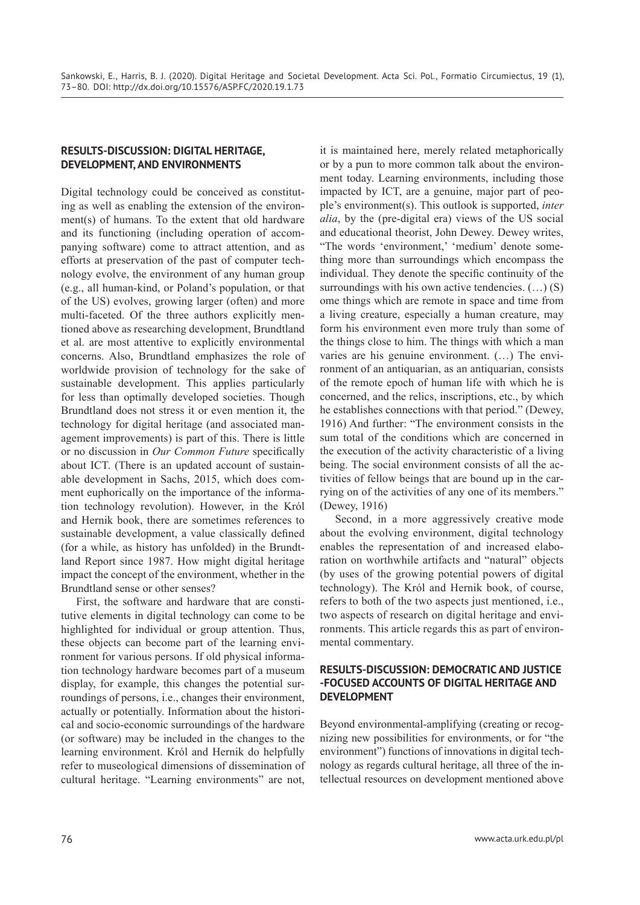## RESULTS-DISCUSSION: DIGITAL HERITAGE, DEVELOPMENT, AND ENVIRONMENTS

Digital technology could be conceived as constituting as well as enabling the extension of the environment(s) of humans. To the extent that old hardware and its functioning (including operation of accompanying software) come to attract attention, and as efforts at preservation of the past of computer technology evolve, the environment of any human group (e.g., all human-kind, or Poland's population, or that of the US) evolves, growing larger (often) and more multi-faceted. Of the three authors explicitly mentioned above as researching development, Brundtland et al. are most attentive to explicitly environmental concerns. Also, Brundtland emphasizes the role of worldwide provision of technology for the sake of sustainable development. This applies particularly for less than optimally developed societies. Though Brundtland does not stress it or even mention it, the technology for digital heritage (and associated management improvements) is part of this. There is little or no discussion in *Our Common Future* specifically about ICT. (There is an updated account of sustainable development in Sachs, 2015, which does comment euphorically on the importance of the information technology revolution). However, in the Król and Hernik book, there are sometimes references to sustainable development, a value classically defined (for a while, as history has unfolded) in the Brundtland Report since 1987. How might digital heritage impact the concept of the environment, whether in the Brundtland sense or other senses?

First, the software and hardware that are constitutive elements in digital technology can come to be highlighted for individual or group attention. Thus, these objects can become part of the learning environment for various persons. If old physical information technology hardware becomes part of a museum display, for example, this changes the potential surroundings of persons, i.e., changes their environment, actually or potentially. Information about the historical and socio-economic surroundings of the hardware (or software) may be included in the changes to the learning environment. Król and Hernik do helpfully refer to museological dimensions of dissemination of cultural heritage. "Learning environments" are not, it is maintained here, merely related metaphorically or by a pun to more common talk about the environment today. Learning environments, including those impacted by ICT, are a genuine, major part of people's environment(s). This outlook is supported, *inter alia*, by the (pre-digital era) views of the US social and educational theorist, John Dewey. Dewey writes, "The words 'environment,' 'medium' denote something more than surroundings which encompass the individual. They denote the specific continuity of the surroundings with his own active tendencies. (…) (S)ome things which are remote in space and time from a living creature, especially a human creature, may form his environment even more truly than some of the things close to him. The things with which a man varies are his genuine environment. (…) The environment of an antiquarian, as an antiquarian, consists of the remote epoch of human life with which he is concerned, and the relics, inscriptions, etc., by which he establishes connections with that period." (Dewey, 1916) And further: "The environment consists in the sum total of the conditions which are concerned in the execution of the activity characteristic of a living being. The social environment consists of all the activities of fellow beings that are bound up in the carrying on of the activities of any one of its members." (Dewey, 1916)

Second, in a more aggressively creative mode about the evolving environment, digital technology enables the representation of and increased elaboration on worthwhile artifacts and "natural" objects (by uses of the growing potential powers of digital technology). The Król and Hernik book, of course, refers to both of the two aspects just mentioned, i.e., two aspects of research on digital heritage and environments. This article regards this as part of environmental commentary.

## RESULTS-DISCUSSION: DEMOCRATIC AND JUSTICE-FOCUSED ACCOUNTS OF DIGITAL HERITAGE AND DEVELOPMENT

Beyond environmental-amplifying (creating or recognizing new possibilities for environments, or for "the environment") functions of innovations in digital technology as regards cultural heritage, all three of the intellectual resources on development mentioned above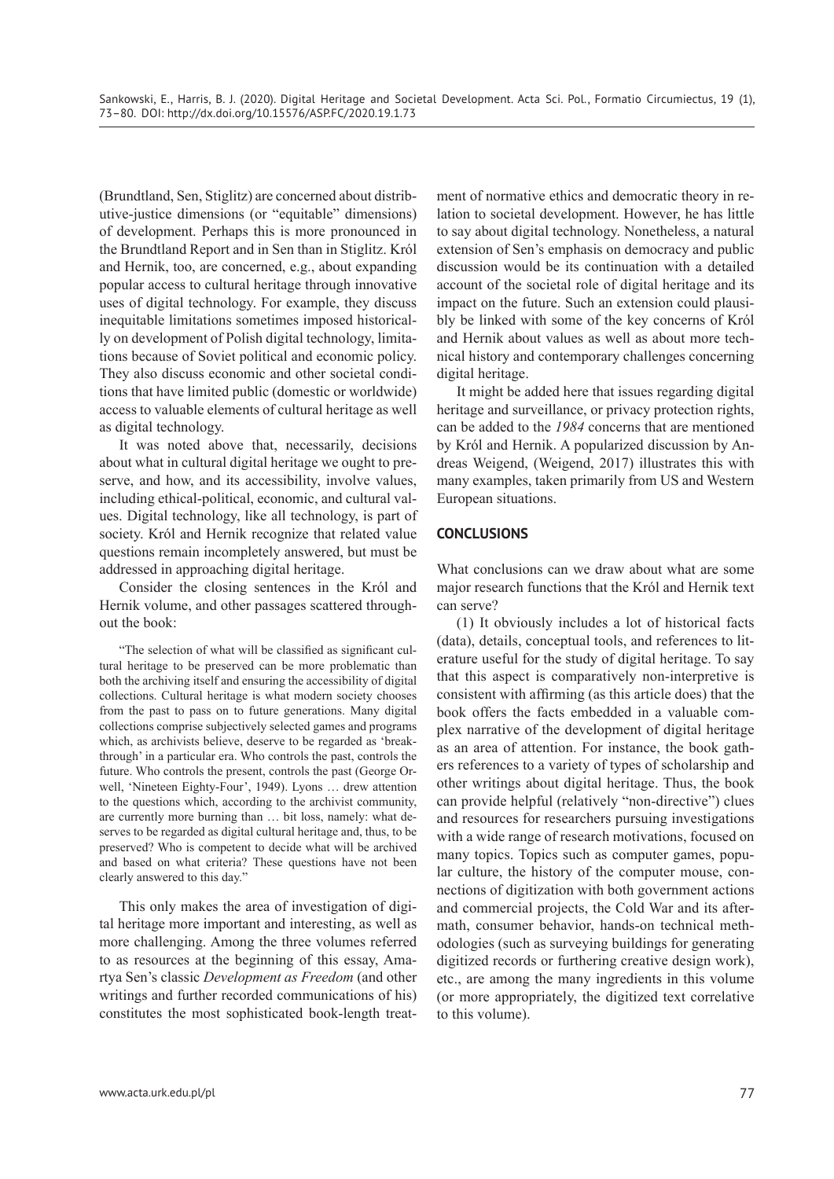(Brundtland, Sen, Stiglitz) are concerned about distributive-justice dimensions (or "equitable" dimensions) of development. Perhaps this is more pronounced in the Brundtland Report and in Sen than in Stiglitz. Król and Hernik, too, are concerned, e.g., about expanding popular access to cultural heritage through innovative uses of digital technology. For example, they discuss inequitable limitations sometimes imposed historically on development of Polish digital technology, limitations because of Soviet political and economic policy. They also discuss economic and other societal conditions that have limited public (domestic or worldwide) access to valuable elements of cultural heritage as well as digital technology.

It was noted above that, necessarily, decisions about what in cultural digital heritage we ought to preserve, and how, and its accessibility, involve values, including ethical-political, economic, and cultural values. Digital technology, like all technology, is part of society. Król and Hernik recognize that related value questions remain incompletely answered, but must be addressed in approaching digital heritage.

Consider the closing sentences in the Król and Hernik volume, and other passages scattered throughout the book:

> "The selection of what will be classified as significant cultural heritage to be preserved can be more problematic than both the archiving itself and ensuring the accessibility of digital collections. Cultural heritage is what modern society chooses from the past to pass on to future generations. Many digital collections comprise subjectively selected games and programs which, as archivists believe, deserve to be regarded as 'breakthrough' in a particular era. Who controls the past, controls the future. Who controls the present, controls the past (George Orwell, 'Nineteen Eighty-Four', 1949). Lyons … drew attention to the questions which, according to the archivist community, are currently more burning than … bit loss, namely: what deserves to be regarded as digital cultural heritage and, thus, to be preserved? Who is competent to decide what will be archived and based on what criteria? These questions have not been clearly answered to this day."

This only makes the area of investigation of digital heritage more important and interesting, as well as more challenging. Among the three volumes referred to as resources at the beginning of this essay, Amartya Sen's classic *Development as Freedom* (and other writings and further recorded communications of his) constitutes the most sophisticated book-length treatment of normative ethics and democratic theory in relation to societal development. However, he has little to say about digital technology. Nonetheless, a natural extension of Sen's emphasis on democracy and public discussion would be its continuation with a detailed account of the societal role of digital heritage and its impact on the future. Such an extension could plausibly be linked with some of the key concerns of Król and Hernik about values as well as about more technical history and contemporary challenges concerning digital heritage.

It might be added here that issues regarding digital heritage and surveillance, or privacy protection rights, can be added to the *1984* concerns that are mentioned by Król and Hernik. A popularized discussion by Andreas Weigend, (Weigend, 2017) illustrates this with many examples, taken primarily from US and Western European situations.

## CONCLUSIONS

What conclusions can we draw about what are some major research functions that the Król and Hernik text can serve?

(1) It obviously includes a lot of historical facts (data), details, conceptual tools, and references to literature useful for the study of digital heritage. To say that this aspect is comparatively non-interpretive is consistent with affirming (as this article does) that the book offers the facts embedded in a valuable complex narrative of the development of digital heritage as an area of attention. For instance, the book gathers references to a variety of types of scholarship and other writings about digital heritage. Thus, the book can provide helpful (relatively "non-directive") clues and resources for researchers pursuing investigations with a wide range of research motivations, focused on many topics. Topics such as computer games, popular culture, the history of the computer mouse, connections of digitization with both government actions and commercial projects, the Cold War and its aftermath, consumer behavior, hands-on technical methodologies (such as surveying buildings for generating digitized records or furthering creative design work), etc., are among the many ingredients in this volume (or more appropriately, the digitized text correlative to this volume).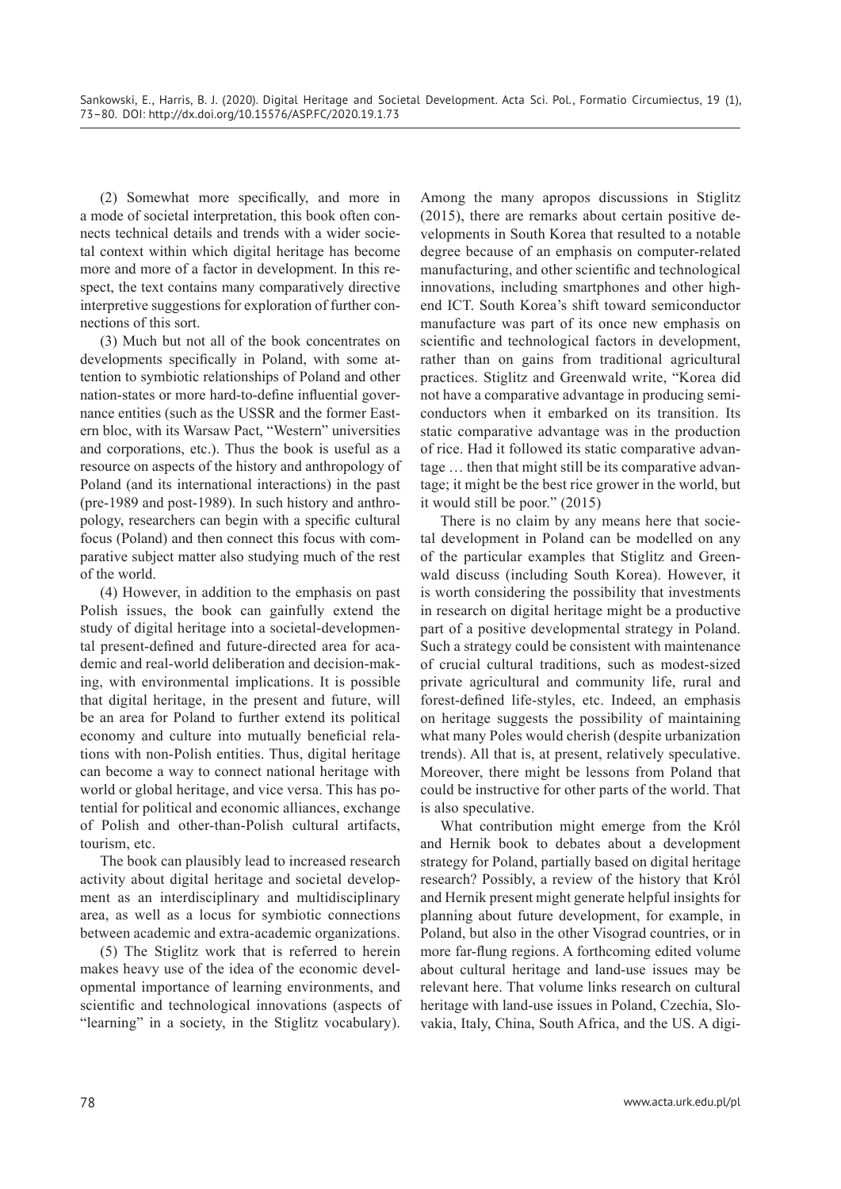(2) Somewhat more specifically, and more in a mode of societal interpretation, this book often connects technical details and trends with a wider societal context within which digital heritage has become more and more of a factor in development. In this respect, the text contains many comparatively directive interpretive suggestions for exploration of further connections of this sort.

(3) Much but not all of the book concentrates on developments specifically in Poland, with some attention to symbiotic relationships of Poland and other nation-states or more hard-to-define influential governance entities (such as the USSR and the former Eastern bloc, with its Warsaw Pact, "Western" universities and corporations, etc.). Thus the book is useful as a resource on aspects of the history and anthropology of Poland (and its international interactions) in the past (pre-1989 and post-1989). In such history and anthropology, researchers can begin with a specific cultural focus (Poland) and then connect this focus with comparative subject matter also studying much of the rest of the world.

(4) However, in addition to the emphasis on past Polish issues, the book can gainfully extend the study of digital heritage into a societal-developmental present-defined and future-directed area for academic and real-world deliberation and decision-making, with environmental implications. It is possible that digital heritage, in the present and future, will be an area for Poland to further extend its political economy and culture into mutually beneficial relations with non-Polish entities. Thus, digital heritage can become a way to connect national heritage with world or global heritage, and vice versa. This has potential for political and economic alliances, exchange of Polish and other-than-Polish cultural artifacts, tourism, etc.

The book can plausibly lead to increased research activity about digital heritage and societal development as an interdisciplinary and multidisciplinary area, as well as a locus for symbiotic connections between academic and extra-academic organizations.

(5) The Stiglitz work that is referred to herein makes heavy use of the idea of the economic developmental importance of learning environments, and scientific and technological innovations (aspects of "learning" in a society, in the Stiglitz vocabulary). Among the many apropos discussions in Stiglitz (2015), there are remarks about certain positive developments in South Korea that resulted to a notable degree because of an emphasis on computer-related manufacturing, and other scientific and technological innovations, including smartphones and other high-end ICT. South Korea's shift toward semiconductor manufacture was part of its once new emphasis on scientific and technological factors in development, rather than on gains from traditional agricultural practices. Stiglitz and Greenwald write, "Korea did not have a comparative advantage in producing semiconductors when it embarked on its transition. Its static comparative advantage was in the production of rice. Had it followed its static comparative advantage … then that might still be its comparative advantage; it might be the best rice grower in the world, but it would still be poor." (2015)

There is no claim by any means here that societal development in Poland can be modelled on any of the particular examples that Stiglitz and Greenwald discuss (including South Korea). However, it is worth considering the possibility that investments in research on digital heritage might be a productive part of a positive developmental strategy in Poland. Such a strategy could be consistent with maintenance of crucial cultural traditions, such as modest-sized private agricultural and community life, rural and forest-defined life-styles, etc. Indeed, an emphasis on heritage suggests the possibility of maintaining what many Poles would cherish (despite urbanization trends). All that is, at present, relatively speculative. Moreover, there might be lessons from Poland that could be instructive for other parts of the world. That is also speculative.

What contribution might emerge from the Król and Hernik book to debates about a development strategy for Poland, partially based on digital heritage research? Possibly, a review of the history that Król and Hernik present might generate helpful insights for planning about future development, for example, in Poland, but also in the other Visograd countries, or in more far-flung regions. A forthcoming edited volume about cultural heritage and land-use issues may be relevant here. That volume links research on cultural heritage with land-use issues in Poland, Czechia, Slovakia, Italy, China, South Africa, and the US. A digi-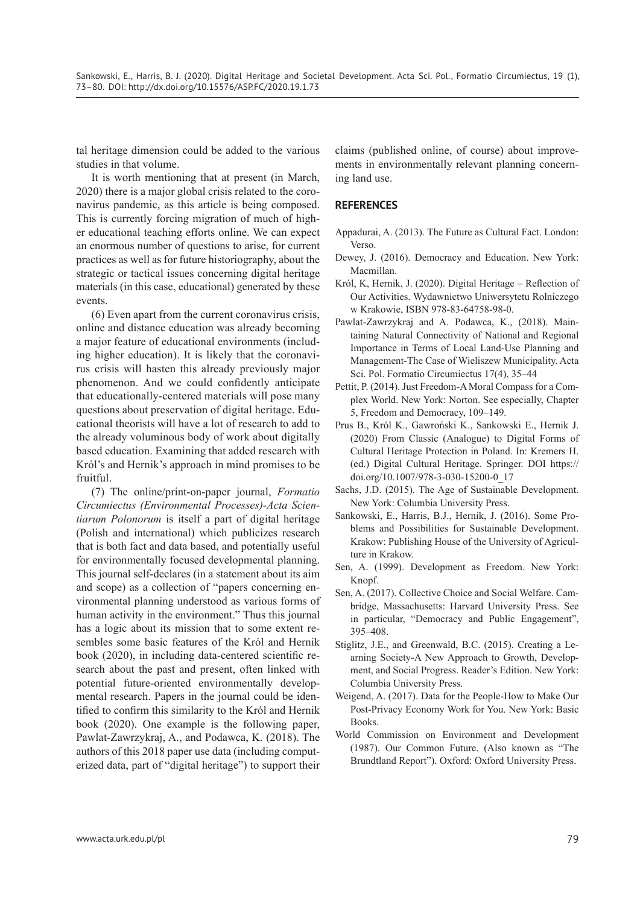tal heritage dimension could be added to the various studies in that volume.

It is worth mentioning that at present (in March, 2020) there is a major global crisis related to the coronavirus pandemic, as this article is being composed. This is currently forcing migration of much of higher educational teaching efforts online. We can expect an enormous number of questions to arise, for current practices as well as for future historiography, about the strategic or tactical issues concerning digital heritage materials (in this case, educational) generated by these events.

(6) Even apart from the current coronavirus crisis, online and distance education was already becoming a major feature of educational environments (including higher education). It is likely that the coronavirus crisis will hasten this already previously major phenomenon. And we could confidently anticipate that educationally-centered materials will pose many questions about preservation of digital heritage. Educational theorists will have a lot of research to add to the already voluminous body of work about digitally based education. Examining that added research with Król's and Hernik's approach in mind promises to be fruitful.

(7) The online/print-on-paper journal, *Formatio Circumiectus (Environmental Processes)-Acta Scientiarum Polonorum* is itself a part of digital heritage (Polish and international) which publicizes research that is both fact and data based, and potentially useful for environmentally focused developmental planning. This journal self-declares (in a statement about its aim and scope) as a collection of "papers concerning environmental planning understood as various forms of human activity in the environment." Thus this journal has a logic about its mission that to some extent resembles some basic features of the Król and Hernik book (2020), in including data-centered scientific research about the past and present, often linked with potential future-oriented environmentally developmental research. Papers in the journal could be identified to confirm this similarity to the Król and Hernik book (2020). One example is the following paper, Pawlat-Zawrzykraj, A., and Podawca, K. (2018). The authors of this 2018 paper use data (including computerized data, part of "digital heritage") to support their claims (published online, of course) about improvements in environmentally relevant planning concerning land use.

## REFERENCES

Appadurai, A. (2013). The Future as Cultural Fact. London: Verso.

Dewey, J. (2016). Democracy and Education. New York: Macmillan.

Król, K, Hernik, J. (2020). Digital Heritage – Reflection of Our Activities. Wydawnictwo Uniwersytetu Rolniczego w Krakowie, ISBN 978-83-64758-98-0.

Pawlat-Zawrzykraj and A. Podawca, K., (2018). Maintaining Natural Connectivity of National and Regional Importance in Terms of Local Land-Use Planning and Management-The Case of Wieliszew Municipality. Acta Sci. Pol. Formatio Circumiectus 17(4), 35–44

Pettit, P. (2014). Just Freedom-A Moral Compass for a Complex World. New York: Norton. See especially, Chapter 5, Freedom and Democracy, 109–149.

Prus B., Król K., Gawroński K., Sankowski E., Hernik J. (2020) From Classic (Analogue) to Digital Forms of Cultural Heritage Protection in Poland. In: Kremers H. (ed.) Digital Cultural Heritage. Springer. DOI https://doi.org/10.1007/978-3-030-15200-0_17

Sachs, J.D. (2015). The Age of Sustainable Development. New York: Columbia University Press.

Sankowski, E., Harris, B.J., Hernik, J. (2016). Some Problems and Possibilities for Sustainable Development. Krakow: Publishing House of the University of Agriculture in Krakow.

Sen, A. (1999). Development as Freedom. New York: Knopf.

Sen, A. (2017). Collective Choice and Social Welfare. Cambridge, Massachusetts: Harvard University Press. See in particular, "Democracy and Public Engagement", 395–408.

Stiglitz, J.E., and Greenwald, B.C. (2015). Creating a Learning Society-A New Approach to Growth, Development, and Social Progress. Reader's Edition. New York: Columbia University Press.

Weigend, A. (2017). Data for the People-How to Make Our Post-Privacy Economy Work for You. New York: Basic Books.

World Commission on Environment and Development (1987). Our Common Future. (Also known as "The Brundtland Report"). Oxford: Oxford University Press.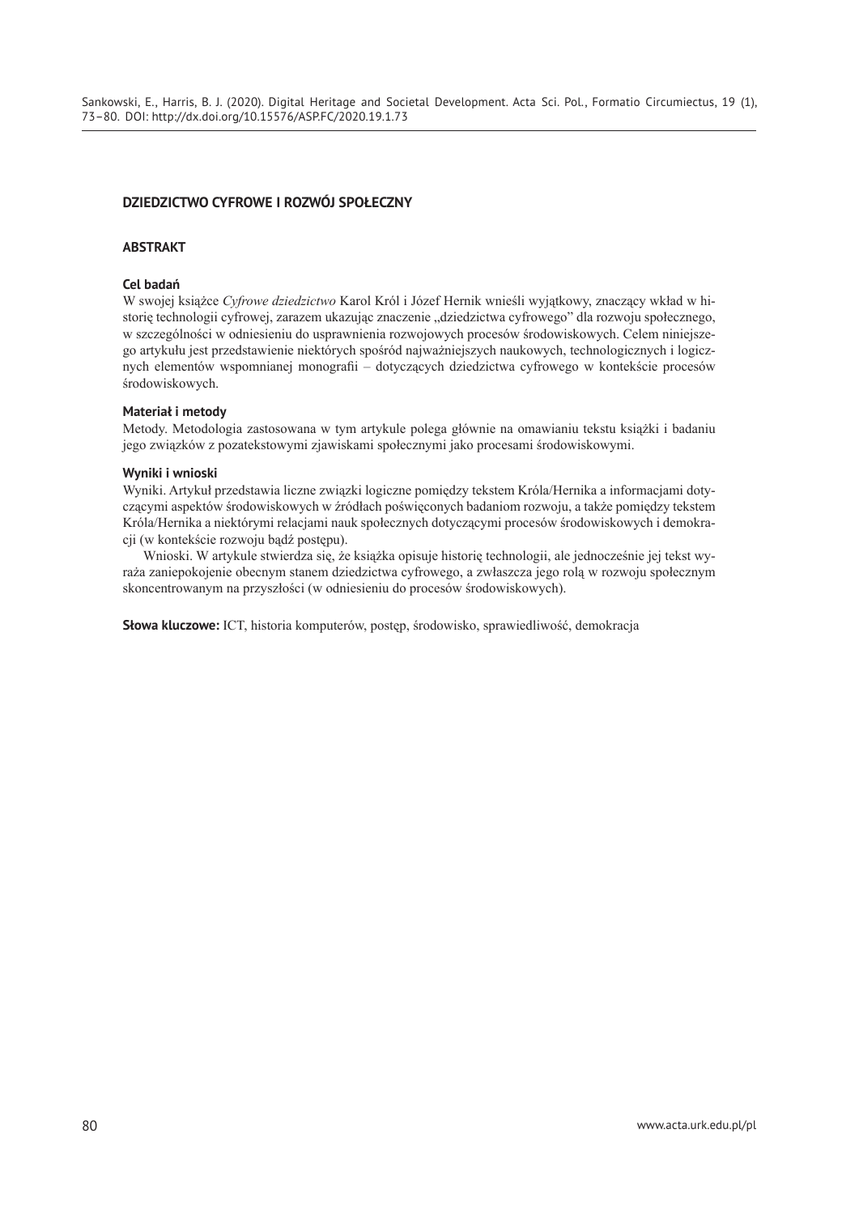## DZIEDZICTWO CYFROWE I ROZWÓJ SPOŁECZNY

### ABSTRAKT

**Cel badań**

W swojej książce *Cyfrowe dziedzictwo* Karol Król i Józef Hernik wnieśli wyjątkowy, znaczący wkład w historię technologii cyfrowej, zarazem ukazując znaczenie „dziedzictwa cyfrowego" dla rozwoju społecznego, w szczególności w odniesieniu do usprawnienia rozwojowych procesów środowiskowych. Celem niniejszego artykułu jest przedstawienie niektórych spośród najważniejszych naukowych, technologicznych i logicznych elementów wspomnianej monografii – dotyczących dziedzictwa cyfrowego w kontekście procesów środowiskowych.

**Materiał i metody**

Metody. Metodologia zastosowana w tym artykule polega głównie na omawianiu tekstu książki i badaniu jego związków z pozatekstowymi zjawiskami społecznymi jako procesami środowiskowymi.

**Wyniki i wnioski**

Wyniki. Artykuł przedstawia liczne związki logiczne pomiędzy tekstem Króla/Hernika a informacjami dotyczącymi aspektów środowiskowych w źródłach poświęconych badaniom rozwoju, a także pomiędzy tekstem Króla/Hernika a niektórymi relacjami nauk społecznych dotyczącymi procesów środowiskowych i demokracji (w kontekście rozwoju bądź postępu).

Wnioski. W artykule stwierdza się, że książka opisuje historię technologii, ale jednocześnie jej tekst wyraża zaniepokojenie obecnym stanem dziedzictwa cyfrowego, a zwłaszcza jego rolą w rozwoju społecznym skoncentrowanym na przyszłości (w odniesieniu do procesów środowiskowych).

**Słowa kluczowe:** ICT, historia komputerów, postęp, środowisko, sprawiedliwość, demokracja